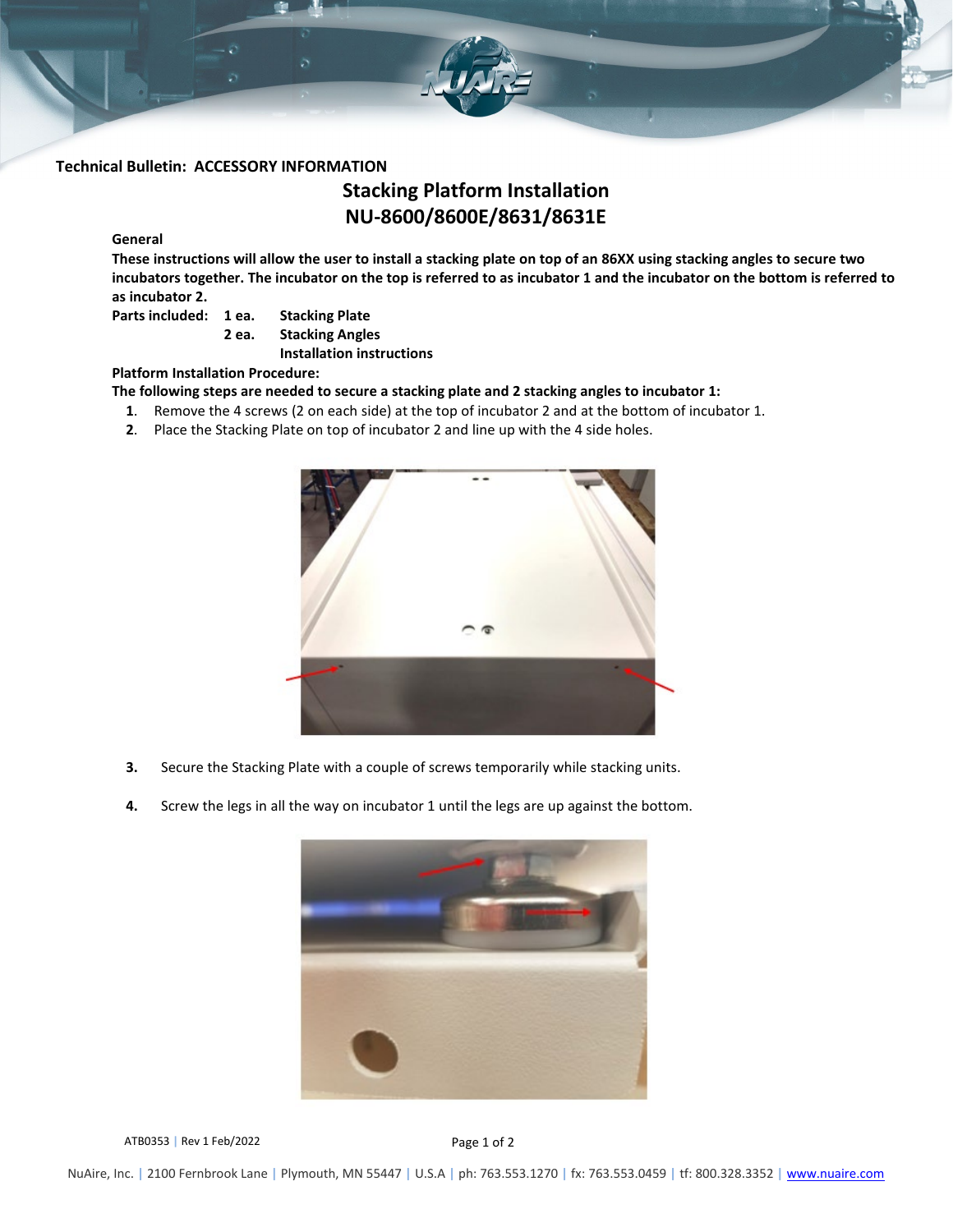**Technical Bulletin: ACCESSORY INFORMATION**

# Stacking Platform Installation
# NU-8600/8600E/8631/8631E

**General**

**These instructions will allow the user to install a stacking plate on top of an 86XX using stacking angles to secure two incubators together. The incubator on the top is referred to as incubator 1 and the incubator on the bottom is referred to as incubator 2.**

**Parts included:** **1 ea.** **Stacking Plate**
**2 ea.** **Stacking Angles**
**Installation instructions**

**Platform Installation Procedure:**

**The following steps are needed to secure a stacking plate and 2 stacking angles to incubator 1:**

1. Remove the 4 screws (2 on each side) at the top of incubator 2 and at the bottom of incubator 1.
2. Place the Stacking Plate on top of incubator 2 and line up with the 4 side holes.
3. Secure the Stacking Plate with a couple of screws temporarily while stacking units.
4. Screw the legs in all the way on incubator 1 until the legs are up against the bottom.

ATB0353 | Rev 1 Feb/2022

NuAire, Inc. | 2100 Fernbrook Lane | Plymouth, MN 55447 | U.S.A | ph: 763.553.1270 | fx: 763.553.0459 | tf: 800.328.3352 | www.nuaire.com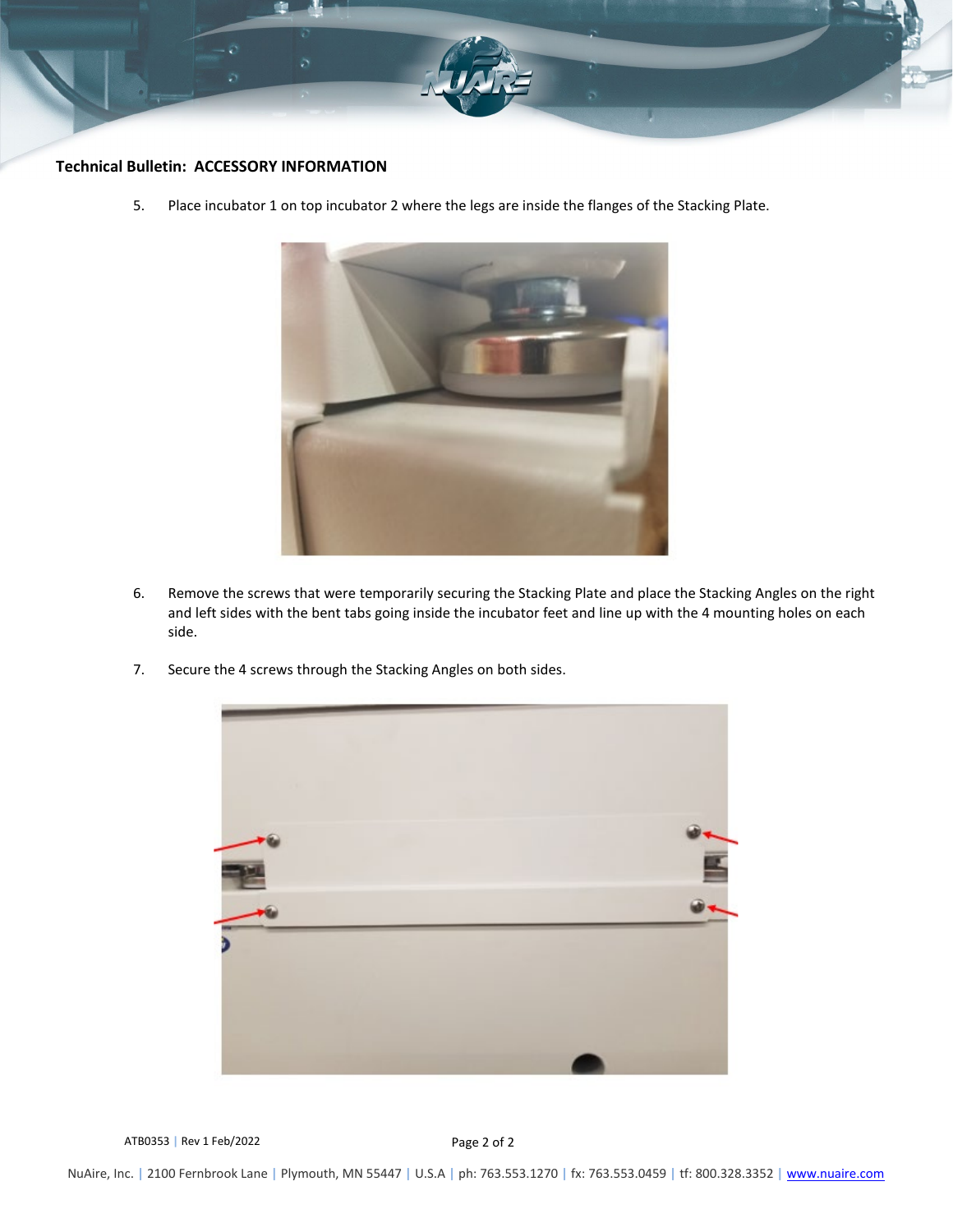**Technical Bulletin: ACCESSORY INFORMATION**

5. Place incubator 1 on top incubator 2 where the legs are inside the flanges of the Stacking Plate.

6. Remove the screws that were temporarily securing the Stacking Plate and place the Stacking Angles on the right and left sides with the bent tabs going inside the incubator feet and line up with the 4 mounting holes on each side.

7. Secure the 4 screws through the Stacking Angles on both sides.